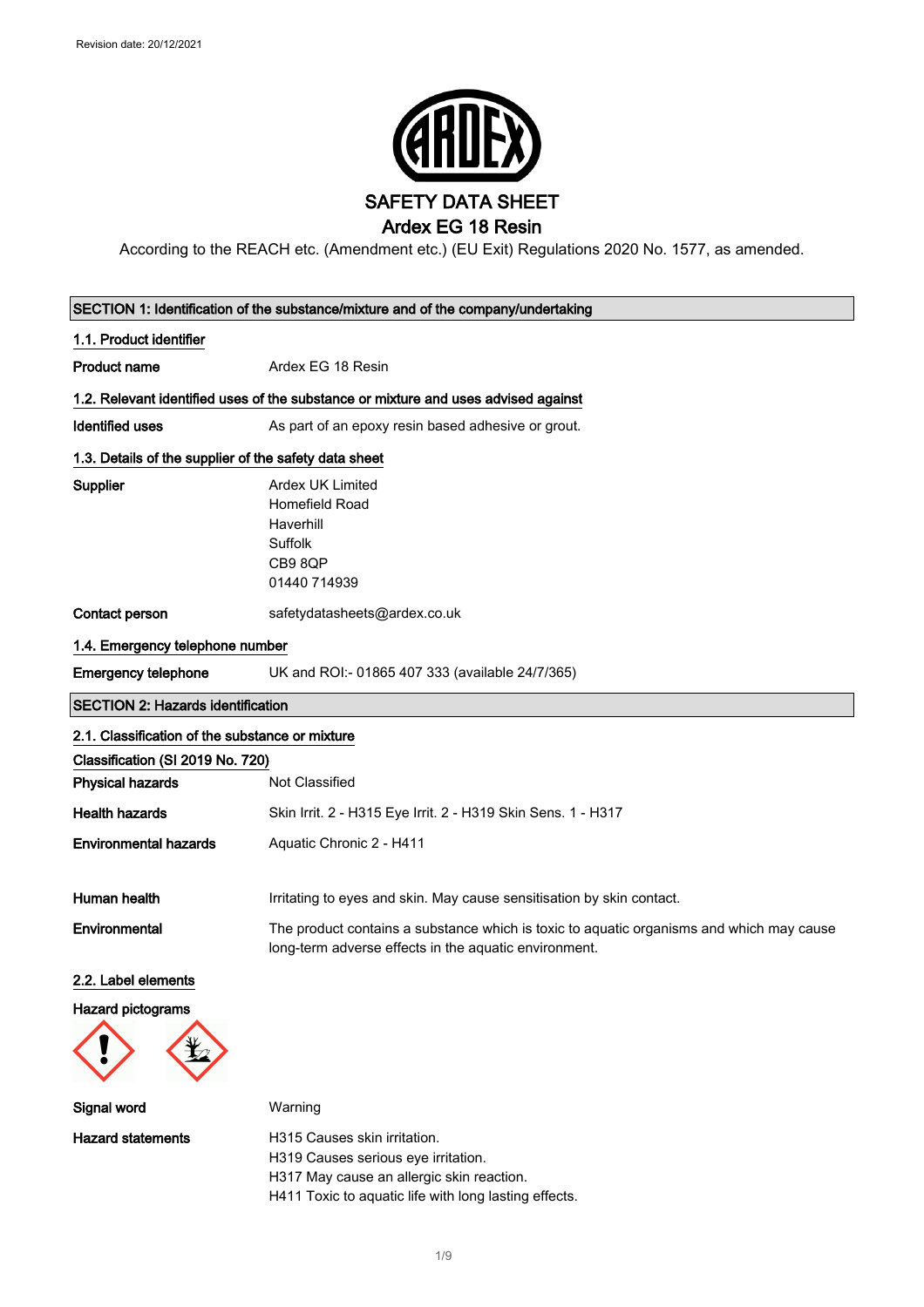Revision date: 20/12/2021

# SAFETY DATA SHEET

## Ardex EG 18 Resin

According to the REACH etc. (Amendment etc.) (EU Exit) Regulations 2020 No. 1577, as amended.

## SECTION 1: Identification of the substance/mixture and of the company/undertaking

### 1.1. Product identifier

**Product name** Ardex EG 18 Resin

### 1.2. Relevant identified uses of the substance or mixture and uses advised against

**Identified uses** As part of an epoxy resin based adhesive or grout.

### 1.3. Details of the supplier of the safety data sheet

**Supplier**
Ardex UK Limited
Homefield Road
Haverhill
Suffolk
CB9 8QP
01440 714939

**Contact person** safetydatasheets@ardex.co.uk

### 1.4. Emergency telephone number

**Emergency telephone** UK and ROI:- 01865 407 333 (available 24/7/365)

## SECTION 2: Hazards identification

### 2.1. Classification of the substance or mixture

**Classification (SI 2019 No. 720)**

**Physical hazards** Not Classified

**Health hazards** Skin Irrit. 2 - H315 Eye Irrit. 2 - H319 Skin Sens. 1 - H317

**Environmental hazards** Aquatic Chronic 2 - H411

**Human health** Irritating to eyes and skin. May cause sensitisation by skin contact.

**Environmental** The product contains a substance which is toxic to aquatic organisms and which may cause long-term adverse effects in the aquatic environment.

### 2.2. Label elements

**Hazard pictograms**

**Signal word** Warning

**Hazard statements**
H315 Causes skin irritation.
H319 Causes serious eye irritation.
H317 May cause an allergic skin reaction.
H411 Toxic to aquatic life with long lasting effects.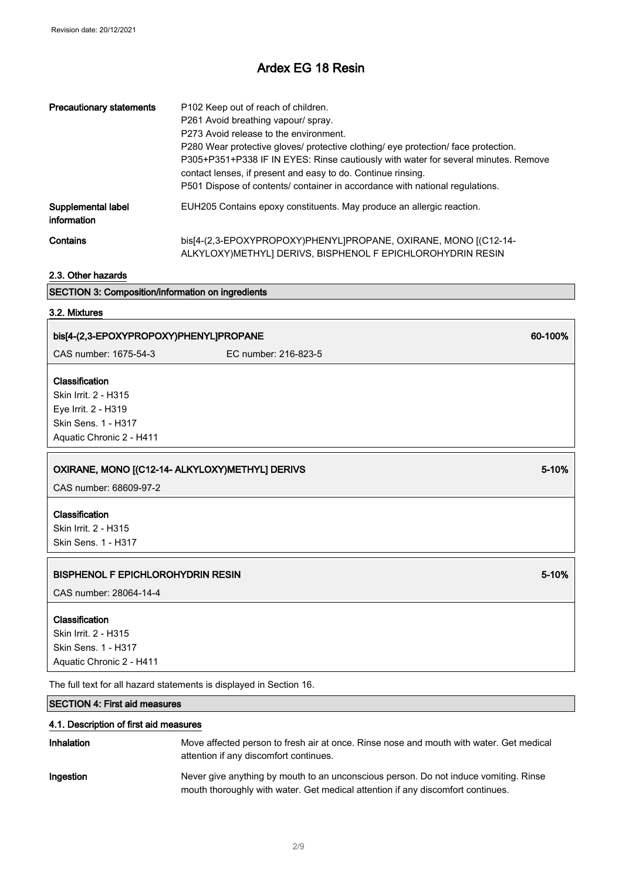| | |
|---|---|
| **Precautionary statements** | P102 Keep out of reach of children.<br>P261 Avoid breathing vapour/ spray.<br>P273 Avoid release to the environment.<br>P280 Wear protective gloves/ protective clothing/ eye protection/ face protection.<br>P305+P351+P338 IF IN EYES: Rinse cautiously with water for several minutes. Remove contact lenses, if present and easy to do. Continue rinsing.<br>P501 Dispose of contents/ container in accordance with national regulations. |
| **Supplemental label information** | EUH205 Contains epoxy constituents. May produce an allergic reaction. |
| **Contains** | bis[4-(2,3-EPOXYPROPOXY)PHENYL]PROPANE, OXIRANE, MONO [(C12-14-ALKYLOXY)METHYL] DERIVS, BISPHENOL F EPICHLOROHYDRIN RESIN |

### 2.3. Other hazards

## SECTION 3: Composition/information on ingredients

### 3.2. Mixtures

**bis[4-(2,3-EPOXYPROPOXY)PHENYL]PROPANE** — 60-100%

CAS number: 1675-54-3 EC number: 216-823-5

**Classification**
Skin Irrit. 2 - H315
Eye Irrit. 2 - H319
Skin Sens. 1 - H317
Aquatic Chronic 2 - H411

**OXIRANE, MONO [(C12-14- ALKYLOXY)METHYL] DERIVS** — 5-10%

CAS number: 68609-97-2

**Classification**
Skin Irrit. 2 - H315
Skin Sens. 1 - H317

**BISPHENOL F EPICHLOROHYDRIN RESIN** — 5-10%

CAS number: 28064-14-4

**Classification**
Skin Irrit. 2 - H315
Skin Sens. 1 - H317
Aquatic Chronic 2 - H411

The full text for all hazard statements is displayed in Section 16.

## SECTION 4: First aid measures

### 4.1. Description of first aid measures

| | |
|---|---|
| **Inhalation** | Move affected person to fresh air at once. Rinse nose and mouth with water. Get medical attention if any discomfort continues. |
| **Ingestion** | Never give anything by mouth to an unconscious person. Do not induce vomiting. Rinse mouth thoroughly with water. Get medical attention if any discomfort continues. |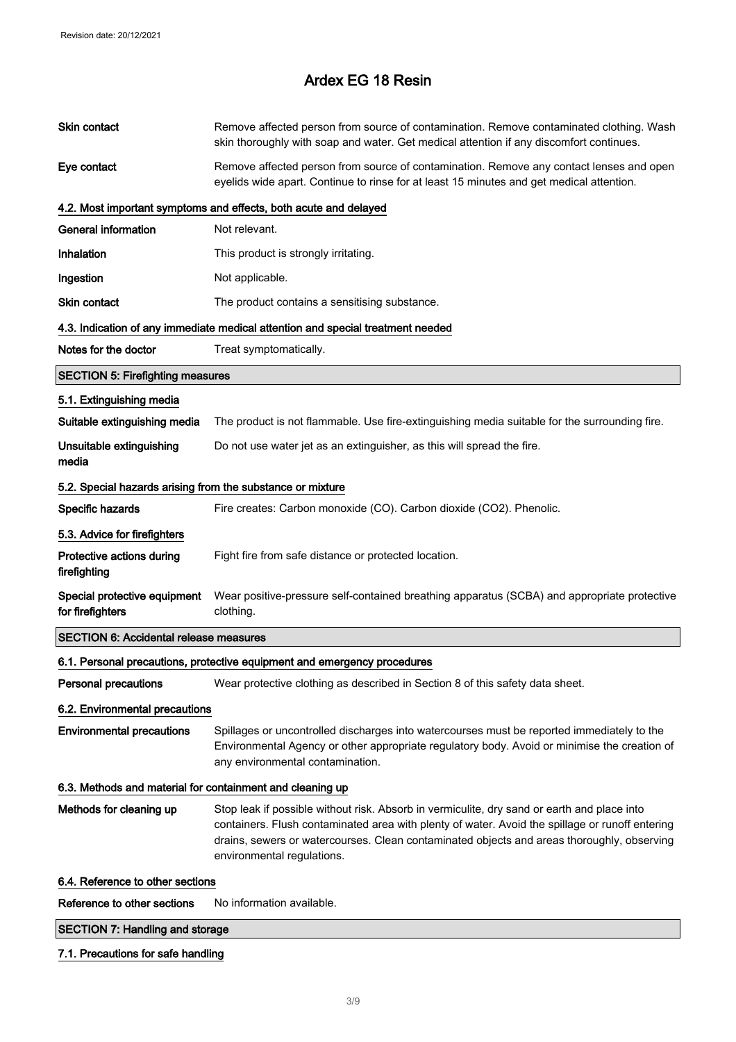| | |
|---|---|
| **Skin contact** | Remove affected person from source of contamination. Remove contaminated clothing. Wash skin thoroughly with soap and water. Get medical attention if any discomfort continues. |
| **Eye contact** | Remove affected person from source of contamination. Remove any contact lenses and open eyelids wide apart. Continue to rinse for at least 15 minutes and get medical attention. |

### 4.2. Most important symptoms and effects, both acute and delayed

| | |
|---|---|
| **General information** | Not relevant. |
| **Inhalation** | This product is strongly irritating. |
| **Ingestion** | Not applicable. |
| **Skin contact** | The product contains a sensitising substance. |

### 4.3. Indication of any immediate medical attention and special treatment needed

| | |
|---|---|
| **Notes for the doctor** | Treat symptomatically. |

## SECTION 5: Firefighting measures

### 5.1. Extinguishing media

| | |
|---|---|
| **Suitable extinguishing media** | The product is not flammable. Use fire-extinguishing media suitable for the surrounding fire. |
| **Unsuitable extinguishing media** | Do not use water jet as an extinguisher, as this will spread the fire. |

### 5.2. Special hazards arising from the substance or mixture

| | |
|---|---|
| **Specific hazards** | Fire creates: Carbon monoxide (CO). Carbon dioxide ($CO_2$). Phenolic. |

### 5.3. Advice for firefighters

| | |
|---|---|
| **Protective actions during firefighting** | Fight fire from safe distance or protected location. |
| **Special protective equipment for firefighters** | Wear positive-pressure self-contained breathing apparatus (SCBA) and appropriate protective clothing. |

## SECTION 6: Accidental release measures

### 6.1. Personal precautions, protective equipment and emergency procedures

| | |
|---|---|
| **Personal precautions** | Wear protective clothing as described in Section 8 of this safety data sheet. |

### 6.2. Environmental precautions

| | |
|---|---|
| **Environmental precautions** | Spillages or uncontrolled discharges into watercourses must be reported immediately to the Environmental Agency or other appropriate regulatory body. Avoid or minimise the creation of any environmental contamination. |

### 6.3. Methods and material for containment and cleaning up

| | |
|---|---|
| **Methods for cleaning up** | Stop leak if possible without risk. Absorb in vermiculite, dry sand or earth and place into containers. Flush contaminated area with plenty of water. Avoid the spillage or runoff entering drains, sewers or watercourses. Clean contaminated objects and areas thoroughly, observing environmental regulations. |

### 6.4. Reference to other sections

| | |
|---|---|
| **Reference to other sections** | No information available. |

## SECTION 7: Handling and storage

### 7.1. Precautions for safe handling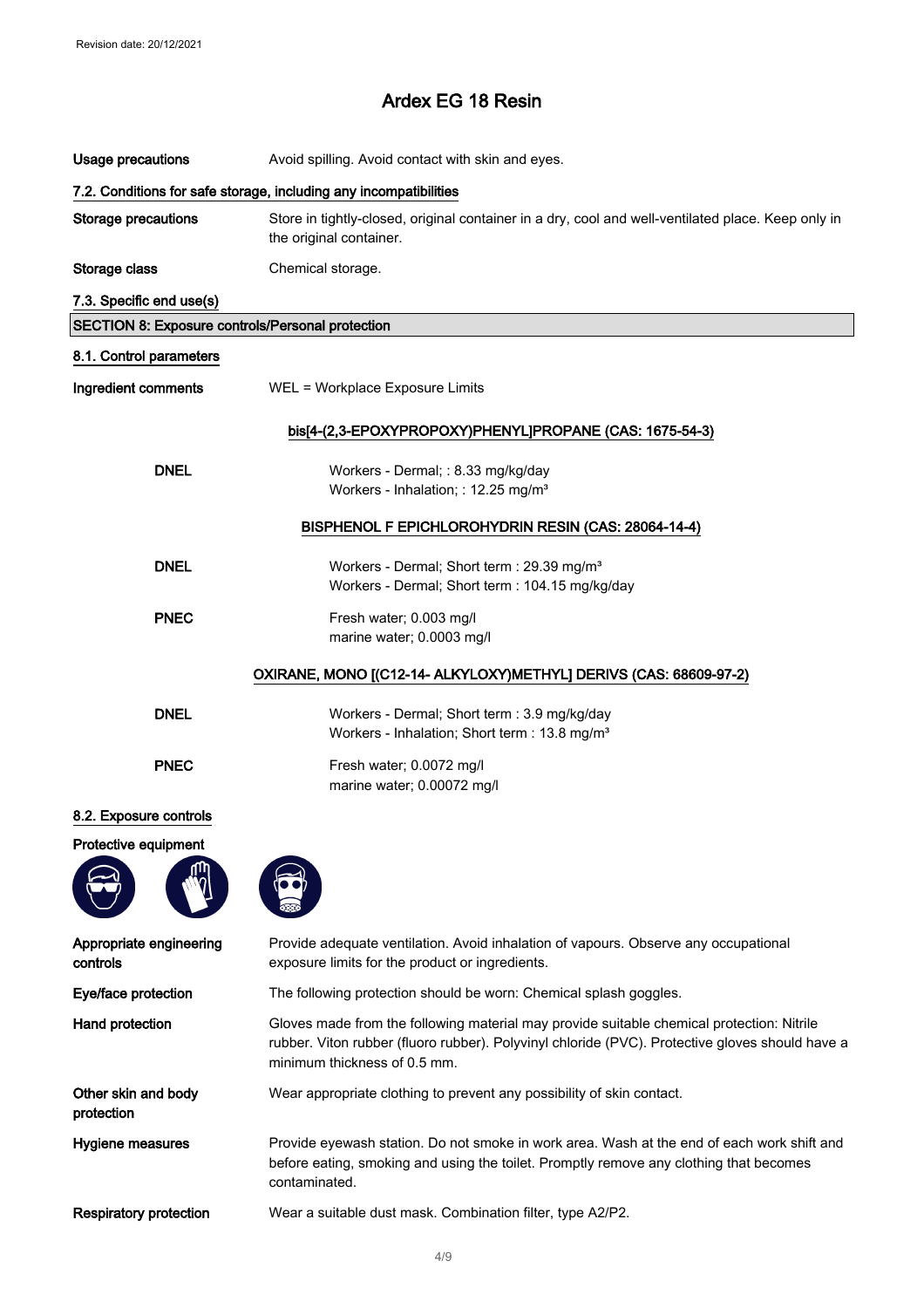| | |
|---|---|
| **Usage precautions** | Avoid spilling. Avoid contact with skin and eyes. |

**7.2. Conditions for safe storage, including any incompatibilities**

| | |
|---|---|
| **Storage precautions** | Store in tightly-closed, original container in a dry, cool and well-ventilated place. Keep only in the original container. |
| **Storage class** | Chemical storage. |

**7.3. Specific end use(s)**

## SECTION 8: Exposure controls/Personal protection

**8.1. Control parameters**

| | |
|---|---|
| **Ingredient comments** | WEL = Workplace Exposure Limits |

**bis[4-(2,3-EPOXYPROPOXY)PHENYL]PROPANE (CAS: 1675-54-3)**

| | |
|---|---|
| **DNEL** | Workers - Dermal; : 8.33 mg/kg/day<br>Workers - Inhalation; : 12.25 mg/m³ |

**BISPHENOL F EPICHLOROHYDRIN RESIN (CAS: 28064-14-4)**

| | |
|---|---|
| **DNEL** | Workers - Dermal; Short term : 29.39 mg/m³<br>Workers - Dermal; Short term : 104.15 mg/kg/day |
| **PNEC** | Fresh water; 0.003 mg/l<br>marine water; 0.0003 mg/l |

**OXIRANE, MONO [(C12-14- ALKYLOXY)METHYL] DERIVS (CAS: 68609-97-2)**

| | |
|---|---|
| **DNEL** | Workers - Dermal; Short term : 3.9 mg/kg/day<br>Workers - Inhalation; Short term : 13.8 mg/m³ |
| **PNEC** | Fresh water; 0.0072 mg/l<br>marine water; 0.00072 mg/l |

**8.2. Exposure controls**

**Protective equipment**

| | |
|---|---|
| **Appropriate engineering controls** | Provide adequate ventilation. Avoid inhalation of vapours. Observe any occupational exposure limits for the product or ingredients. |
| **Eye/face protection** | The following protection should be worn: Chemical splash goggles. |
| **Hand protection** | Gloves made from the following material may provide suitable chemical protection: Nitrile rubber. Viton rubber (fluoro rubber). Polyvinyl chloride (PVC). Protective gloves should have a minimum thickness of 0.5 mm. |
| **Other skin and body protection** | Wear appropriate clothing to prevent any possibility of skin contact. |
| **Hygiene measures** | Provide eyewash station. Do not smoke in work area. Wash at the end of each work shift and before eating, smoking and using the toilet. Promptly remove any clothing that becomes contaminated. |
| **Respiratory protection** | Wear a suitable dust mask. Combination filter, type A2/P2. |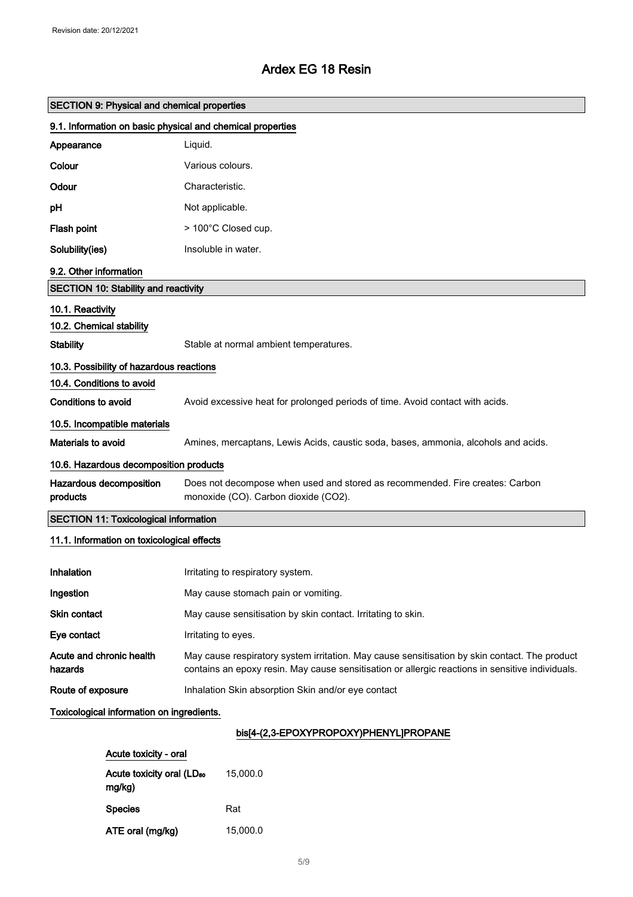Revision date: 20/12/2021

# Ardex EG 18 Resin

## SECTION 9: Physical and chemical properties

### 9.1. Information on basic physical and chemical properties

| | |
|---|---|
| **Appearance** | Liquid. |
| **Colour** | Various colours. |
| **Odour** | Characteristic. |
| **pH** | Not applicable. |
| **Flash point** | > 100°C Closed cup. |
| **Solubility(ies)** | Insoluble in water. |

### 9.2. Other information

## SECTION 10: Stability and reactivity

### 10.1. Reactivity

### 10.2. Chemical stability

| | |
|---|---|
| **Stability** | Stable at normal ambient temperatures. |

### 10.3. Possibility of hazardous reactions

### 10.4. Conditions to avoid

| | |
|---|---|
| **Conditions to avoid** | Avoid excessive heat for prolonged periods of time. Avoid contact with acids. |

### 10.5. Incompatible materials

| | |
|---|---|
| **Materials to avoid** | Amines, mercaptans, Lewis Acids, caustic soda, bases, ammonia, alcohols and acids. |

### 10.6. Hazardous decomposition products

| | |
|---|---|
| **Hazardous decomposition products** | Does not decompose when used and stored as recommended. Fire creates: Carbon monoxide (CO). Carbon dioxide ($CO_2$). |

## SECTION 11: Toxicological information

### 11.1. Information on toxicological effects

| | |
|---|---|
| **Inhalation** | Irritating to respiratory system. |
| **Ingestion** | May cause stomach pain or vomiting. |
| **Skin contact** | May cause sensitisation by skin contact. Irritating to skin. |
| **Eye contact** | Irritating to eyes. |
| **Acute and chronic health hazards** | May cause respiratory system irritation. May cause sensitisation by skin contact. The product contains an epoxy resin. May cause sensitisation or allergic reactions in sensitive individuals. |
| **Route of exposure** | Inhalation Skin absorption Skin and/or eye contact |

### Toxicological information on ingredients.

#### bis[4-(2,3-EPOXYPROPOXY)PHENYL]PROPANE

**Acute toxicity - oral**

| | |
|---|---|
| **Acute toxicity oral ($LD_{50}$ mg/kg)** | 15,000.0 |
| **Species** | Rat |
| **ATE oral (mg/kg)** | 15,000.0 |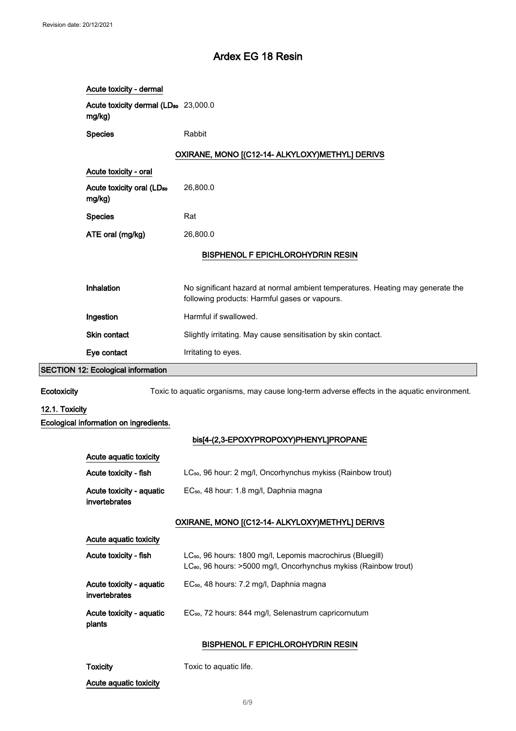**Acute toxicity - dermal**

| | |
|---|---|
| Acute toxicity dermal ($LD_{50}$ mg/kg) | 23,000.0 |
| Species | Rabbit |

**OXIRANE, MONO [(C12-14- ALKYLOXY)METHYL] DERIVS**

**Acute toxicity - oral**

| | |
|---|---|
| Acute toxicity oral ($LD_{50}$ mg/kg) | 26,800.0 |
| Species | Rat |
| ATE oral (mg/kg) | 26,800.0 |

**BISPHENOL F EPICHLOROHYDRIN RESIN**

| | |
|---|---|
| Inhalation | No significant hazard at normal ambient temperatures. Heating may generate the following products: Harmful gases or vapours. |
| Ingestion | Harmful if swallowed. |
| Skin contact | Slightly irritating. May cause sensitisation by skin contact. |
| Eye contact | Irritating to eyes. |

## SECTION 12: Ecological information

**Ecotoxicity** Toxic to aquatic organisms, may cause long-term adverse effects in the aquatic environment.

### 12.1. Toxicity

**Ecological information on ingredients.**

**bis[4-(2,3-EPOXYPROPOXY)PHENYL]PROPANE**

**Acute aquatic toxicity**

| | |
|---|---|
| Acute toxicity - fish | $LC_{50}$, 96 hour: 2 mg/l, Oncorhynchus mykiss (Rainbow trout) |
| Acute toxicity - aquatic invertebrates | $EC_{50}$, 48 hour: 1.8 mg/l, Daphnia magna |

**OXIRANE, MONO [(C12-14- ALKYLOXY)METHYL] DERIVS**

**Acute aquatic toxicity**

| | |
|---|---|
| Acute toxicity - fish | $LC_{50}$, 96 hours: 1800 mg/l, Lepomis macrochirus (Bluegill)<br>$LC_{80}$, 96 hours: >5000 mg/l, Oncorhynchus mykiss (Rainbow trout) |
| Acute toxicity - aquatic invertebrates | $EC_{50}$, 48 hours: 7.2 mg/l, Daphnia magna |
| Acute toxicity - aquatic plants | $EC_{50}$, 72 hours: 844 mg/l, Selenastrum capricornutum |

**BISPHENOL F EPICHLOROHYDRIN RESIN**

| | |
|---|---|
| Toxicity | Toxic to aquatic life. |

**Acute aquatic toxicity**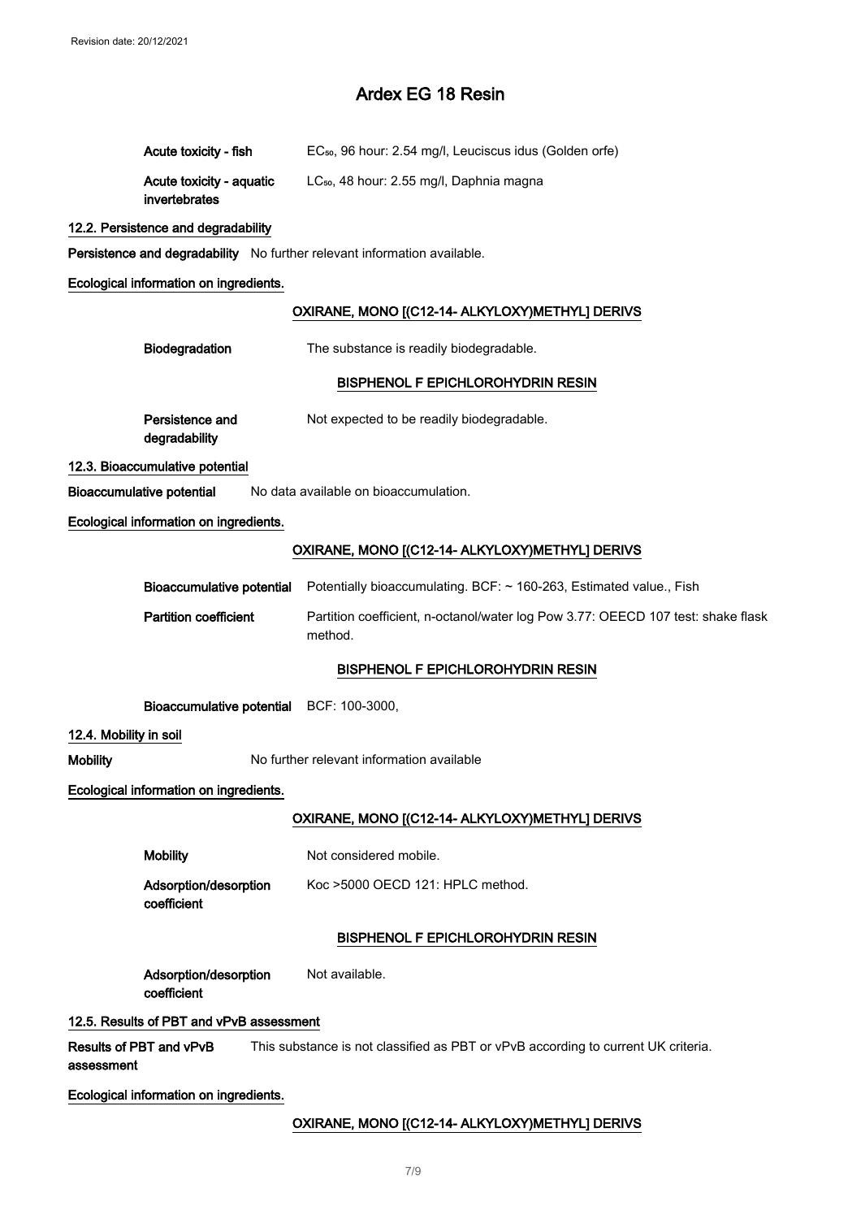**Acute toxicity - fish** EC$_{50}$, 96 hour: 2.54 mg/l, Leuciscus idus (Golden orfe)

**Acute toxicity - aquatic invertebrates** LC$_{50}$, 48 hour: 2.55 mg/l, Daphnia magna

**12.2. Persistence and degradability**

**Persistence and degradability** No further relevant information available.

**Ecological information on ingredients.**

**OXIRANE, MONO [(C12-14- ALKYLOXY)METHYL] DERIVS**

**Biodegradation** The substance is readily biodegradable.

**BISPHENOL F EPICHLOROHYDRIN RESIN**

**Persistence and degradability** Not expected to be readily biodegradable.

**12.3. Bioaccumulative potential**

**Bioaccumulative potential** No data available on bioaccumulation.

**Ecological information on ingredients.**

**OXIRANE, MONO [(C12-14- ALKYLOXY)METHYL] DERIVS**

**Bioaccumulative potential** Potentially bioaccumulating. BCF: ~ 160-263, Estimated value., Fish

**Partition coefficient** Partition coefficient, n-octanol/water log Pow 3.77: OEECD 107 test: shake flask method.

**BISPHENOL F EPICHLOROHYDRIN RESIN**

**Bioaccumulative potential** BCF: 100-3000,

**12.4. Mobility in soil**

**Mobility** No further relevant information available

**Ecological information on ingredients.**

**OXIRANE, MONO [(C12-14- ALKYLOXY)METHYL] DERIVS**

**Mobility** Not considered mobile.

**Adsorption/desorption coefficient** Koc >5000 OECD 121: HPLC method.

**BISPHENOL F EPICHLOROHYDRIN RESIN**

**Adsorption/desorption coefficient** Not available.

**12.5. Results of PBT and vPvB assessment**

**Results of PBT and vPvB assessment** This substance is not classified as PBT or vPvB according to current UK criteria.

**Ecological information on ingredients.**

**OXIRANE, MONO [(C12-14- ALKYLOXY)METHYL] DERIVS**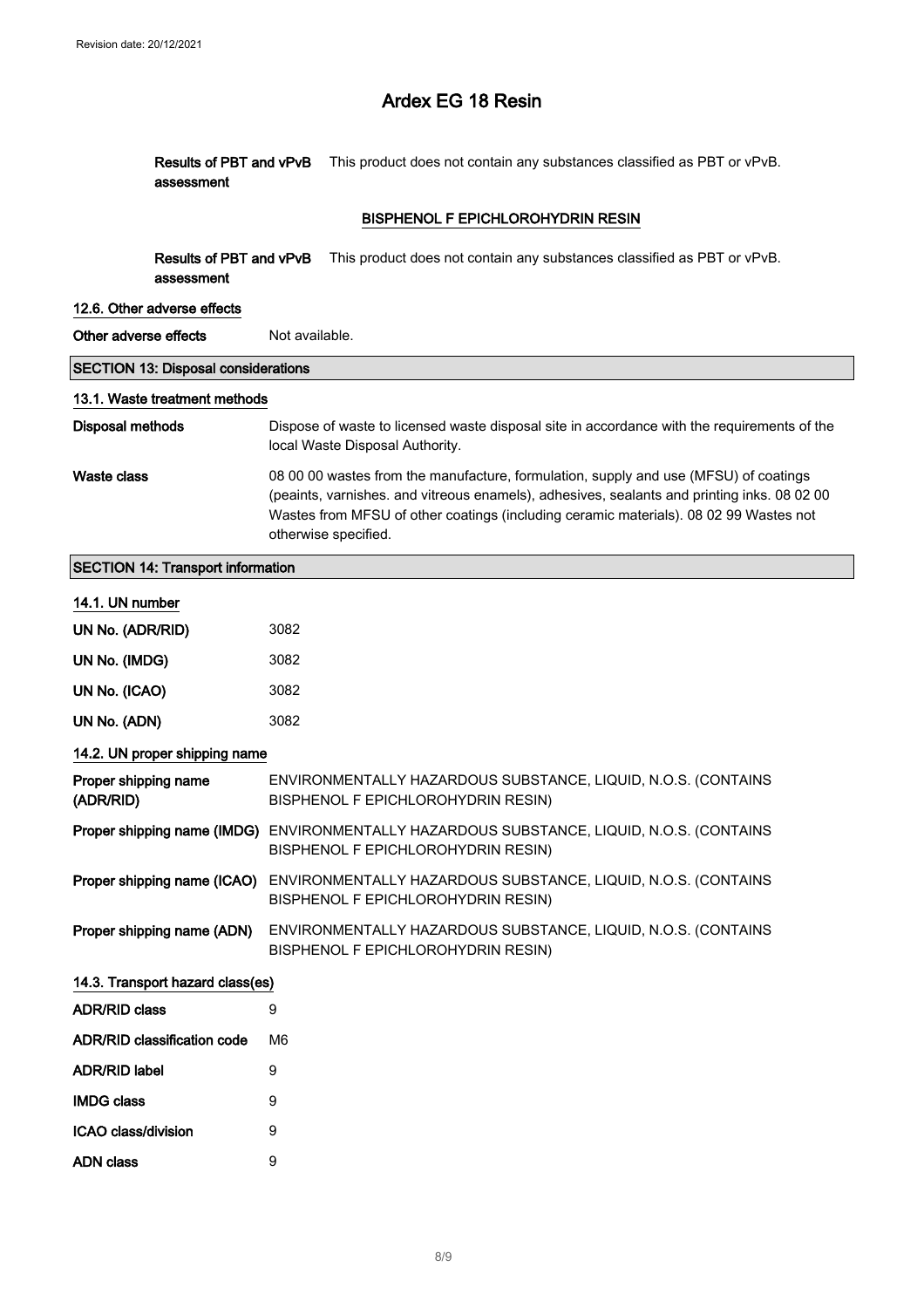**Results of PBT and vPvB assessment** This product does not contain any substances classified as PBT or vPvB.

**BISPHENOL F EPICHLOROHYDRIN RESIN**

**Results of PBT and vPvB assessment** This product does not contain any substances classified as PBT or vPvB.

### 12.6. Other adverse effects

**Other adverse effects** Not available.

## SECTION 13: Disposal considerations

### 13.1. Waste treatment methods

**Disposal methods** Dispose of waste to licensed waste disposal site in accordance with the requirements of the local Waste Disposal Authority.

**Waste class** 08 00 00 wastes from the manufacture, formulation, supply and use (MFSU) of coatings (peaints, varnishes. and vitreous enamels), adhesives, sealants and printing inks. 08 02 00 Wastes from MFSU of other coatings (including ceramic materials). 08 02 99 Wastes not otherwise specified.

## SECTION 14: Transport information

### 14.1. UN number

| | |
|---|---|
| **UN No. (ADR/RID)** | 3082 |
| **UN No. (IMDG)** | 3082 |
| **UN No. (ICAO)** | 3082 |
| **UN No. (ADN)** | 3082 |

### 14.2. UN proper shipping name

| | |
|---|---|
| **Proper shipping name (ADR/RID)** | ENVIRONMENTALLY HAZARDOUS SUBSTANCE, LIQUID, N.O.S. (CONTAINS BISPHENOL F EPICHLOROHYDRIN RESIN) |
| **Proper shipping name (IMDG)** | ENVIRONMENTALLY HAZARDOUS SUBSTANCE, LIQUID, N.O.S. (CONTAINS BISPHENOL F EPICHLOROHYDRIN RESIN) |
| **Proper shipping name (ICAO)** | ENVIRONMENTALLY HAZARDOUS SUBSTANCE, LIQUID, N.O.S. (CONTAINS BISPHENOL F EPICHLOROHYDRIN RESIN) |
| **Proper shipping name (ADN)** | ENVIRONMENTALLY HAZARDOUS SUBSTANCE, LIQUID, N.O.S. (CONTAINS BISPHENOL F EPICHLOROHYDRIN RESIN) |

### 14.3. Transport hazard class(es)

| | |
|---|---|
| **ADR/RID class** | 9 |
| **ADR/RID classification code** | M6 |
| **ADR/RID label** | 9 |
| **IMDG class** | 9 |
| **ICAO class/division** | 9 |
| **ADN class** | 9 |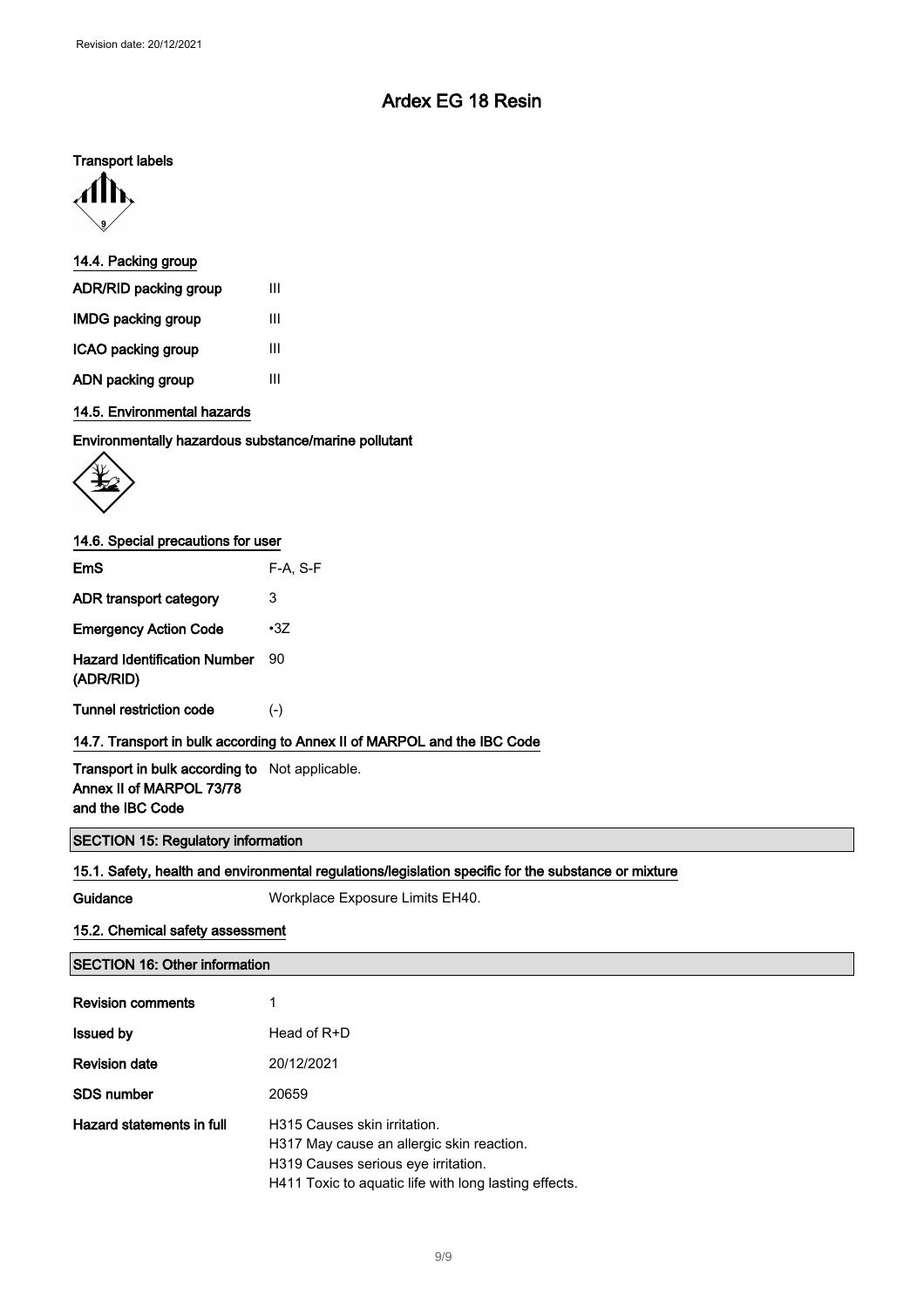### Transport labels

### 14.4. Packing group

| | |
|---|---|
| ADR/RID packing group | III |
| IMDG packing group | III |
| ICAO packing group | III |
| ADN packing group | III |

### 14.5. Environmental hazards

**Environmentally hazardous substance/marine pollutant**

### 14.6. Special precautions for user

| | |
|---|---|
| EmS | F-A, S-F |
| ADR transport category | 3 |
| Emergency Action Code | •3Z |
| Hazard Identification Number (ADR/RID) | 90 |
| Tunnel restriction code | (-) |

### 14.7. Transport in bulk according to Annex II of MARPOL and the IBC Code

| | |
|---|---|
| Transport in bulk according to Annex II of MARPOL 73/78 and the IBC Code | Not applicable. |

## SECTION 15: Regulatory information

### 15.1. Safety, health and environmental regulations/legislation specific for the substance or mixture

| | |
|---|---|
| Guidance | Workplace Exposure Limits EH40. |

### 15.2. Chemical safety assessment

## SECTION 16: Other information

| | |
|---|---|
| Revision comments | 1 |
| Issued by | Head of R+D |
| Revision date | 20/12/2021 |
| SDS number | 20659 |
| Hazard statements in full | H315 Causes skin irritation.<br>H317 May cause an allergic skin reaction.<br>H319 Causes serious eye irritation.<br>H411 Toxic to aquatic life with long lasting effects. |